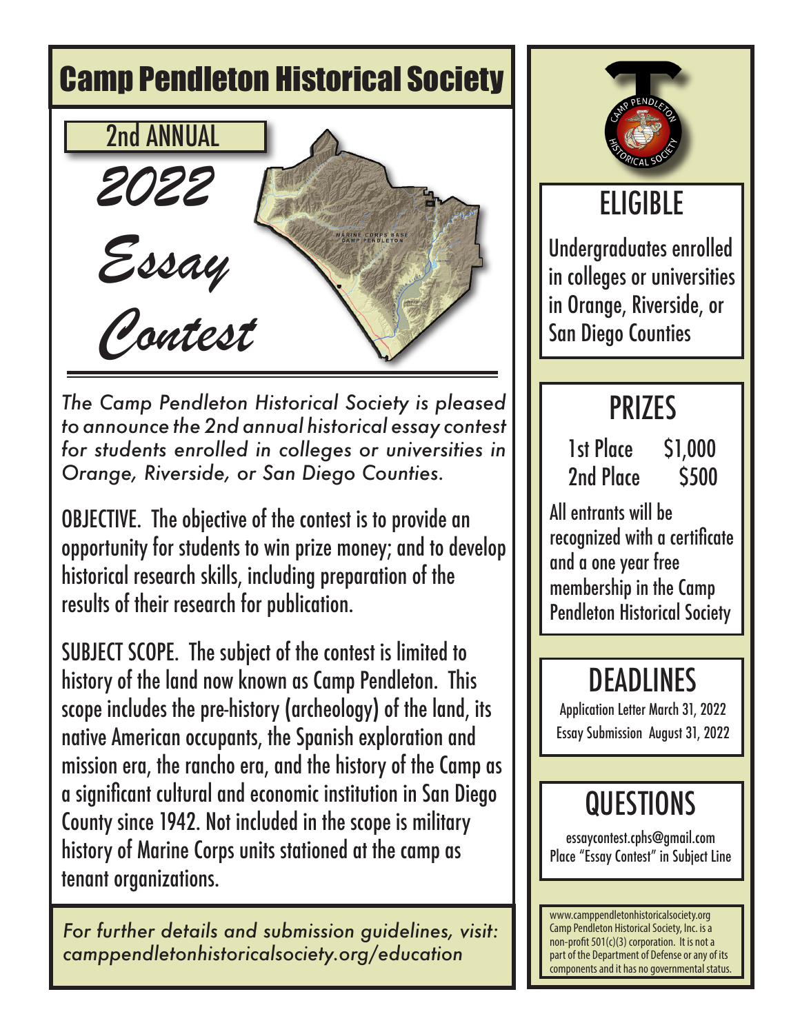# Camp Pendleton Historical Society

## 2nd ANNUAL

# *2022 Essay Contest*

*The Camp Pendleton Historical Society is pleased to announce the 2nd annual historical essay contest for students enrolled in colleges or universities in Orange, Riverside, or San Diego Counties.*

OBJECTIVE. The objective of the contest is to provide an opportunity for students to win prize money; and to develop historical research skills, including preparation of the results of their research for publication.

SUBJECT SCOPE. The subject of the contest is limited to history of the land now known as Camp Pendleton. This scope includes the pre-history (archeology) of the land, its native American occupants, the Spanish exploration and mission era, the rancho era, and the history of the Camp as a significant cultural and economic institution in San Diego County since 1942. Not included in the scope is military history of Marine Corps units stationed at the camp as tenant organizations.

*For further details and submission guidelines, visit: camppendletonhistoricalsociety.org/education*

## ELIGIBLE

Undergraduates enrolled in colleges or universities in Orange, Riverside, or San Diego Counties

## PRIZES

| | |
|---|---|
| 1st Place | $1,000 |
| 2nd Place | $500 |

All entrants will be recognized with a certificate and a one year free membership in the Camp Pendleton Historical Society

## DEADLINES

Application Letter March 31, 2022

Essay Submission August 31, 2022

## QUESTIONS

essaycontest.cphs@gmail.com

Place "Essay Contest" in Subject Line

www.camppendletonhistoricalsociety.org Camp Pendleton Historical Society, Inc. is a non-profit 501(c)(3) corporation. It is not a part of the Department of Defense or any of its components and it has no governmental status.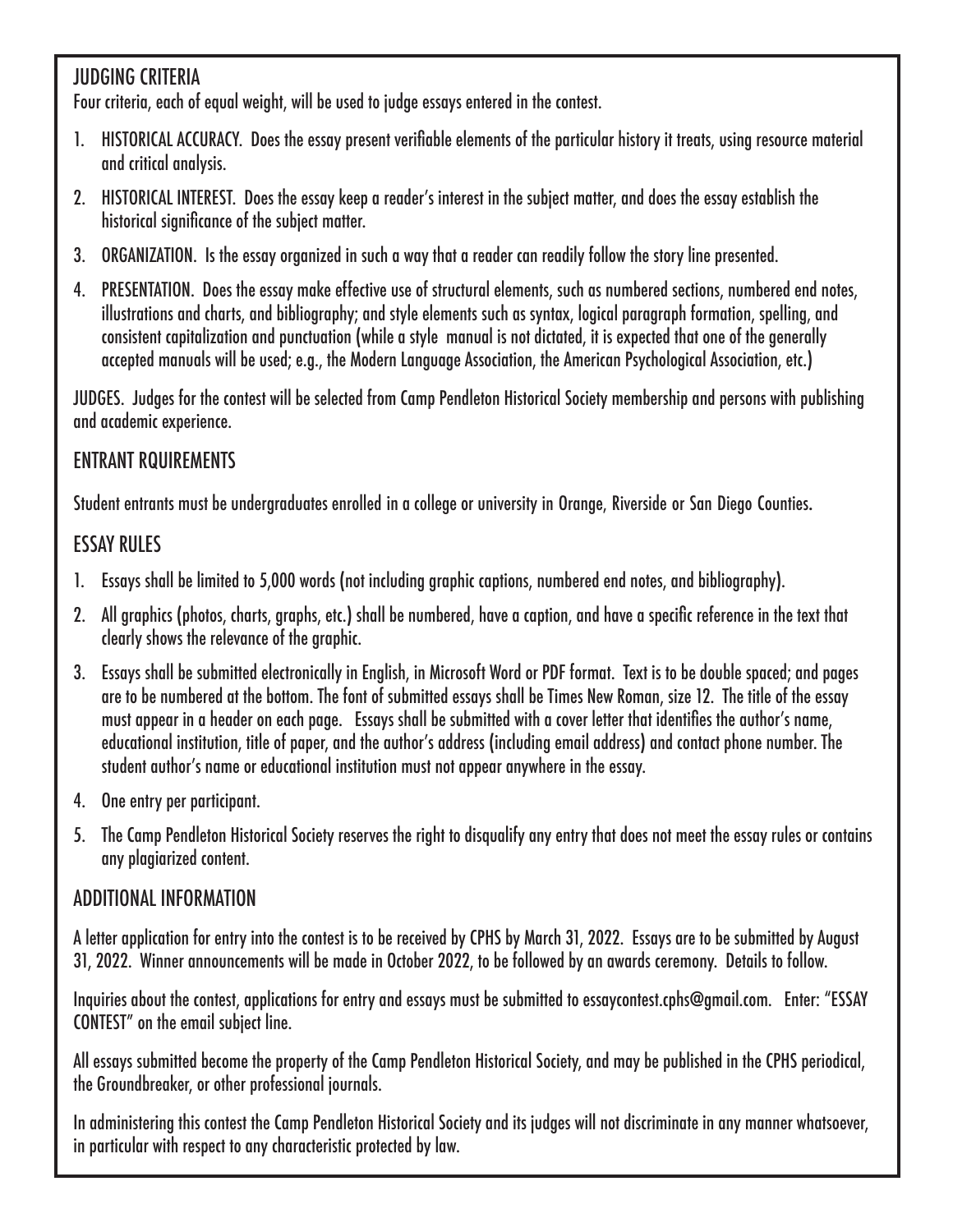## JUDGING CRITERIA

Four criteria, each of equal weight, will be used to judge essays entered in the contest.

1. HISTORICAL ACCURACY. Does the essay present verifiable elements of the particular history it treats, using resource material and critical analysis.
2. HISTORICAL INTEREST. Does the essay keep a reader's interest in the subject matter, and does the essay establish the historical significance of the subject matter.
3. ORGANIZATION. Is the essay organized in such a way that a reader can readily follow the story line presented.
4. PRESENTATION. Does the essay make effective use of structural elements, such as numbered sections, numbered end notes, illustrations and charts, and bibliography; and style elements such as syntax, logical paragraph formation, spelling, and consistent capitalization and punctuation (while a style manual is not dictated, it is expected that one of the generally accepted manuals will be used; e.g., the Modern Language Association, the American Psychological Association, etc.)

JUDGES. Judges for the contest will be selected from Camp Pendleton Historical Society membership and persons with publishing and academic experience.

## ENTRANT RQUIREMENTS

Student entrants must be undergraduates enrolled in a college or university in Orange, Riverside or San Diego Counties.

## ESSAY RULES

1. Essays shall be limited to 5,000 words (not including graphic captions, numbered end notes, and bibliography).
2. All graphics (photos, charts, graphs, etc.) shall be numbered, have a caption, and have a specific reference in the text that clearly shows the relevance of the graphic.
3. Essays shall be submitted electronically in English, in Microsoft Word or PDF format. Text is to be double spaced; and pages are to be numbered at the bottom. The font of submitted essays shall be Times New Roman, size 12. The title of the essay must appear in a header on each page. Essays shall be submitted with a cover letter that identifies the author's name, educational institution, title of paper, and the author's address (including email address) and contact phone number. The student author's name or educational institution must not appear anywhere in the essay.
4. One entry per participant.
5. The Camp Pendleton Historical Society reserves the right to disqualify any entry that does not meet the essay rules or contains any plagiarized content.

## ADDITIONAL INFORMATION

A letter application for entry into the contest is to be received by CPHS by March 31, 2022. Essays are to be submitted by August 31, 2022. Winner announcements will be made in October 2022, to be followed by an awards ceremony. Details to follow.

Inquiries about the contest, applications for entry and essays must be submitted to essaycontest.cphs@gmail.com. Enter: "ESSAY CONTEST" on the email subject line.

All essays submitted become the property of the Camp Pendleton Historical Society, and may be published in the CPHS periodical, the Groundbreaker, or other professional journals.

In administering this contest the Camp Pendleton Historical Society and its judges will not discriminate in any manner whatsoever, in particular with respect to any characteristic protected by law.